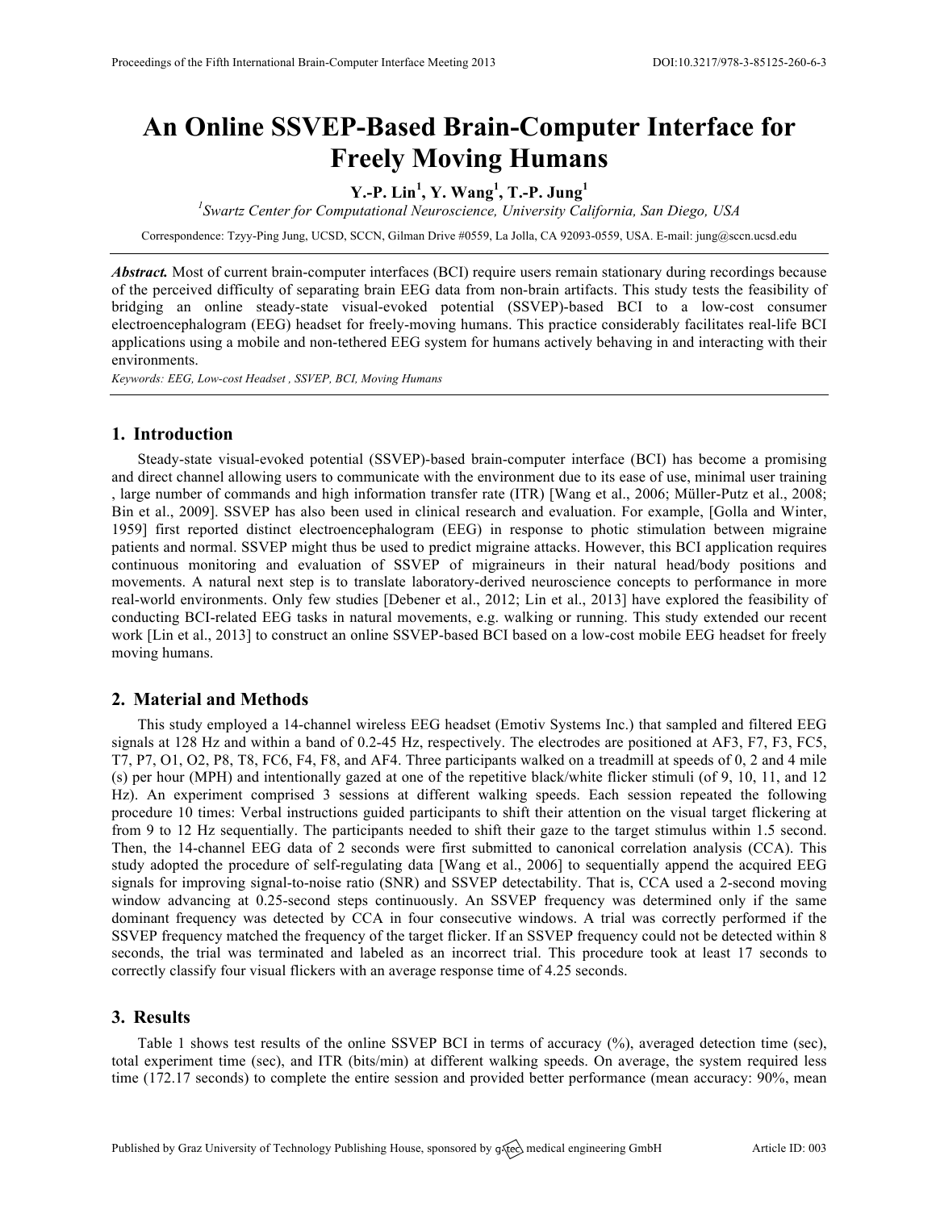# An Online SSVEP-Based Brain-Computer Interface for Freely Moving Humans

**Y.-P. Lin[1], Y. Wang[1], T.-P. Jung[1]**

[1]*Swartz Center for Computational Neuroscience, University California, San Diego, USA*

Correspondence: Tzyy-Ping Jung, UCSD, SCCN, Gilman Drive #0559, La Jolla, CA 92093-0559, USA. E-mail: jung@sccn.ucsd.edu

***Abstract.*** Most of current brain-computer interfaces (BCI) require users remain stationary during recordings because of the perceived difficulty of separating brain EEG data from non-brain artifacts. This study tests the feasibility of bridging an online steady-state visual-evoked potential (SSVEP)-based BCI to a low-cost consumer electroencephalogram (EEG) headset for freely-moving humans. This practice considerably facilitates real-life BCI applications using a mobile and non-tethered EEG system for humans actively behaving in and interacting with their environments.

*Keywords: EEG, Low-cost Headset , SSVEP, BCI, Moving Humans*

## 1. Introduction

Steady-state visual-evoked potential (SSVEP)-based brain-computer interface (BCI) has become a promising and direct channel allowing users to communicate with the environment due to its ease of use, minimal user training , large number of commands and high information transfer rate (ITR) [Wang et al., 2006; Müller-Putz et al., 2008; Bin et al., 2009]. SSVEP has also been used in clinical research and evaluation. For example, [Golla and Winter, 1959] first reported distinct electroencephalogram (EEG) in response to photic stimulation between migraine patients and normal. SSVEP might thus be used to predict migraine attacks. However, this BCI application requires continuous monitoring and evaluation of SSVEP of migraineurs in their natural head/body positions and movements. A natural next step is to translate laboratory-derived neuroscience concepts to performance in more real-world environments. Only few studies [Debener et al., 2012; Lin et al., 2013] have explored the feasibility of conducting BCI-related EEG tasks in natural movements, e.g. walking or running. This study extended our recent work [Lin et al., 2013] to construct an online SSVEP-based BCI based on a low-cost mobile EEG headset for freely moving humans.

## 2. Material and Methods

This study employed a 14-channel wireless EEG headset (Emotiv Systems Inc.) that sampled and filtered EEG signals at 128 Hz and within a band of 0.2-45 Hz, respectively. The electrodes are positioned at AF3, F7, F3, FC5, T7, P7, O1, O2, P8, T8, FC6, F4, F8, and AF4. Three participants walked on a treadmill at speeds of 0, 2 and 4 mile (s) per hour (MPH) and intentionally gazed at one of the repetitive black/white flicker stimuli (of 9, 10, 11, and 12 Hz). An experiment comprised 3 sessions at different walking speeds. Each session repeated the following procedure 10 times: Verbal instructions guided participants to shift their attention on the visual target flickering at from 9 to 12 Hz sequentially. The participants needed to shift their gaze to the target stimulus within 1.5 second. Then, the 14-channel EEG data of 2 seconds were first submitted to canonical correlation analysis (CCA). This study adopted the procedure of self-regulating data [Wang et al., 2006] to sequentially append the acquired EEG signals for improving signal-to-noise ratio (SNR) and SSVEP detectability. That is, CCA used a 2-second moving window advancing at 0.25-second steps continuously. An SSVEP frequency was determined only if the same dominant frequency was detected by CCA in four consecutive windows. A trial was correctly performed if the SSVEP frequency matched the frequency of the target flicker. If an SSVEP frequency could not be detected within 8 seconds, the trial was terminated and labeled as an incorrect trial. This procedure took at least 17 seconds to correctly classify four visual flickers with an average response time of 4.25 seconds.

## 3. Results

Table 1 shows test results of the online SSVEP BCI in terms of accuracy (%), averaged detection time (sec), total experiment time (sec), and ITR (bits/min) at different walking speeds. On average, the system required less time (172.17 seconds) to complete the entire session and provided better performance (mean accuracy: 90%, mean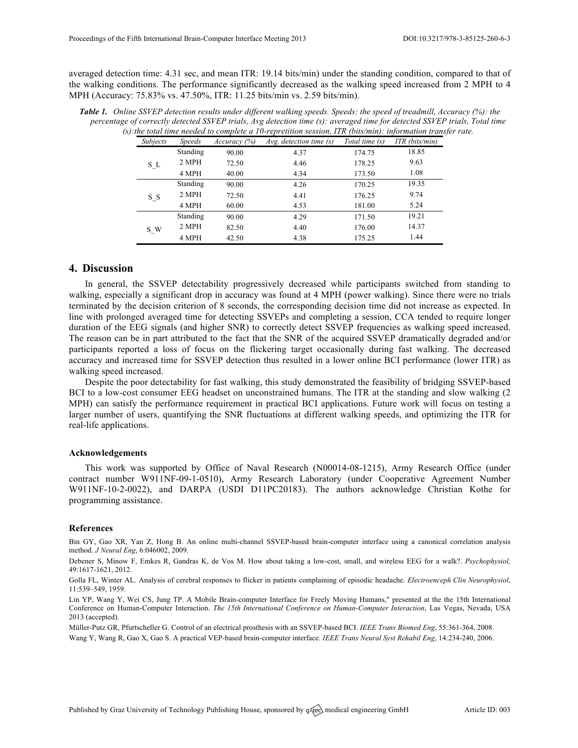averaged detection time: 4.31 sec, and mean ITR: 19.14 bits/min) under the standing condition, compared to that of the walking conditions. The performance significantly decreased as the walking speed increased from 2 MPH to 4 MPH (Accuracy: 75.83% vs. 47.50%, ITR: 11.25 bits/min vs. 2.59 bits/min).

***Table 1.*** *Online SSVEP detection results under different walking speeds. Speeds: the speed of treadmill, Accuracy (%): the percentage of correctly detected SSVEP trials, Avg detection time (s): averaged time for detected SSVEP trials, Total time (s):the total time needed to complete a 10-repretition session, ITR (bits/min): information transfer rate.*

| *Subjects* | *Speeds* | *Accuracy (%)* | *Avg. detection time (s)* | *Total time (s)* | *ITR (bits/min)* |
|---|---|---|---|---|---|
| S_L | Standing | 90.00 | 4.37 | 174.75 | 18.85 |
| | 2 MPH | 72.50 | 4.46 | 178.25 | 9.63 |
| | 4 MPH | 40.00 | 4.34 | 173.50 | 1.08 |
| S_S | Standing | 90.00 | 4.26 | 170.25 | 19.35 |
| | 2 MPH | 72.50 | 4.41 | 176.25 | 9.74 |
| | 4 MPH | 60.00 | 4.53 | 181.00 | 5.24 |
| S_W | Standing | 90.00 | 4.29 | 171.50 | 19.21 |
| | 2 MPH | 82.50 | 4.40 | 176.00 | 14.37 |
| | 4 MPH | 42.50 | 4.38 | 175.25 | 1.44 |

## 4. Discussion

In general, the SSVEP detectability progressively decreased while participants switched from standing to walking, especially a significant drop in accuracy was found at 4 MPH (power walking). Since there were no trials terminated by the decision criterion of 8 seconds, the corresponding decision time did not increase as expected. In line with prolonged averaged time for detecting SSVEPs and completing a session, CCA tended to require longer duration of the EEG signals (and higher SNR) to correctly detect SSVEP frequencies as walking speed increased. The reason can be in part attributed to the fact that the SNR of the acquired SSVEP dramatically degraded and/or participants reported a loss of focus on the flickering target occasionally during fast walking. The decreased accuracy and increased time for SSVEP detection thus resulted in a lower online BCI performance (lower ITR) as walking speed increased.

Despite the poor detectability for fast walking, this study demonstrated the feasibility of bridging SSVEP-based BCI to a low-cost consumer EEG headset on unconstrained humans. The ITR at the standing and slow walking (2 MPH) can satisfy the performance requirement in practical BCI applications. Future work will focus on testing a larger number of users, quantifying the SNR fluctuations at different walking speeds, and optimizing the ITR for real-life applications.

#### Acknowledgements

This work was supported by Office of Naval Research (N00014-08-1215), Army Research Office (under contract number W911NF-09-1-0510), Army Research Laboratory (under Cooperative Agreement Number W911NF-10-2-0022), and DARPA (USDI D11PC20183). The authors acknowledge Christian Kothe for programming assistance.

#### References

Bin GY, Gao XR, Yan Z, Hong B. An online multi-channel SSVEP-based brain-computer interface using a canonical correlation analysis method. *J Neural Eng*, 6:046002, 2009.

Debener S, Minow F, Emkes R, Gandras K, de Vos M. How about taking a low-cost, small, and wireless EEG for a walk?. *Psychophysiol,* 49:1617-1621, 2012.

Golla FL, Winter AL. Analysis of cerebral responses to flicker in patients complaining of episodic headache. *Electroenceph Clin Neurophysiol*, 11:539–549, 1959.

Lin YP, Wang Y, Wei CS, Jung TP. A Mobile Brain-computer Interface for Freely Moving Humans," presented at the the 15th International Conference on Human-Computer Interaction. *The 15th International Conference on Human-Computer Interaction*, Las Vegas, Nevada, USA 2013 (accepted).

Müller-Putz GR, Pfurtscheller G. Control of an electrical prosthesis with an SSVEP-based BCI. *IEEE Trans Biomed Eng*, 55:361-364, 2008.

Wang Y, Wang R, Gao X, Gao S. A practical VEP-based brain-computer interface*. IEEE Trans Neural Syst Rehabil Eng*, 14:234-240, 2006.